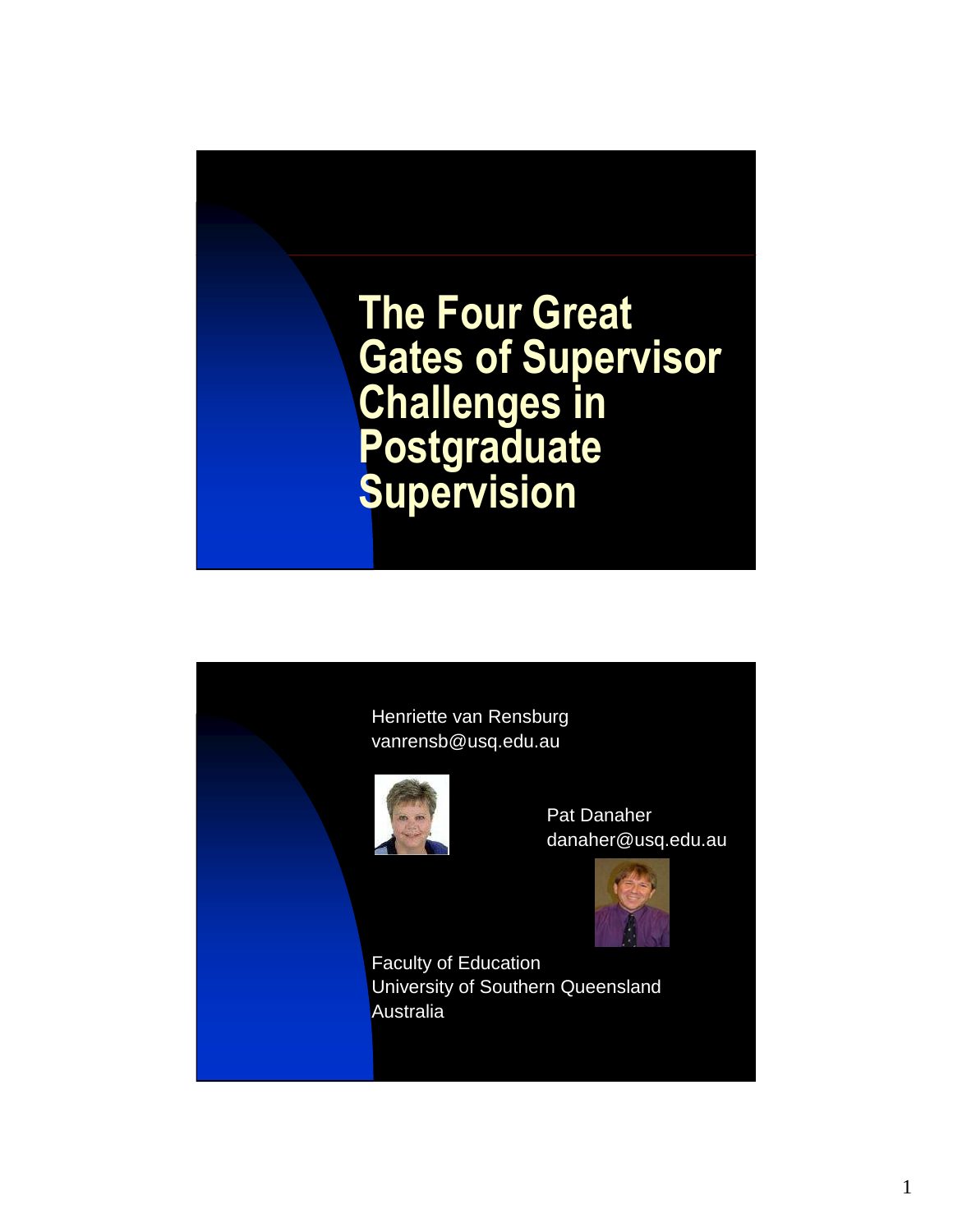# The Four Great Gates of Supervisor Challenges in Postgraduate Supervision

Henriette van Rensburg
vanrensb@usq.edu.au

Pat Danaher
danaher@usq.edu.au

Faculty of Education
University of Southern Queensland
Australia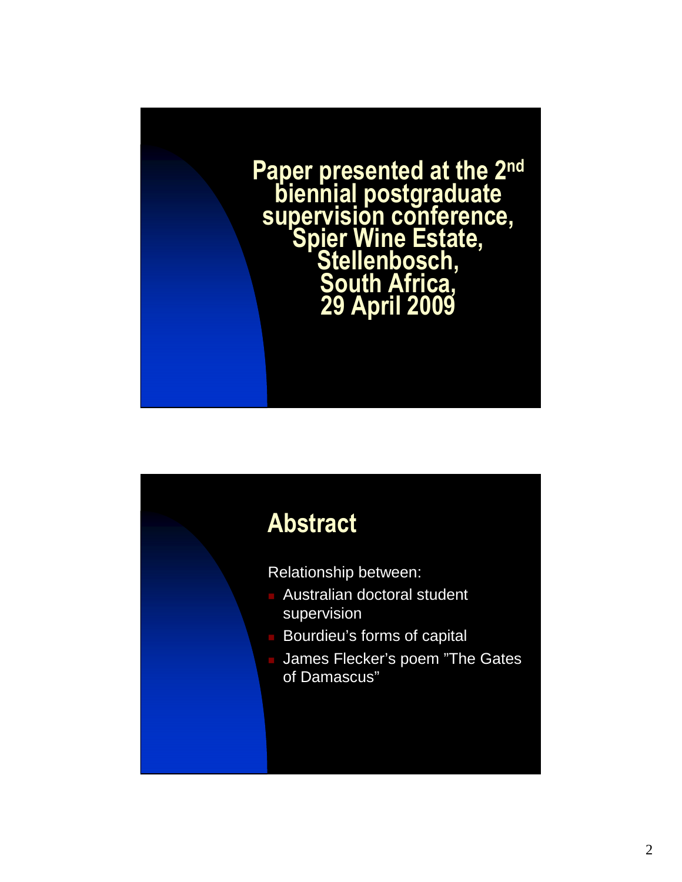**Paper presented at the 2nd biennial postgraduate supervision conference, Spier Wine Estate, Stellenbosch, South Africa, 29 April 2009**

## Abstract

Relationship between:

- Australian doctoral student supervision
- Bourdieu’s forms of capital
- James Flecker’s poem ”The Gates of Damascus”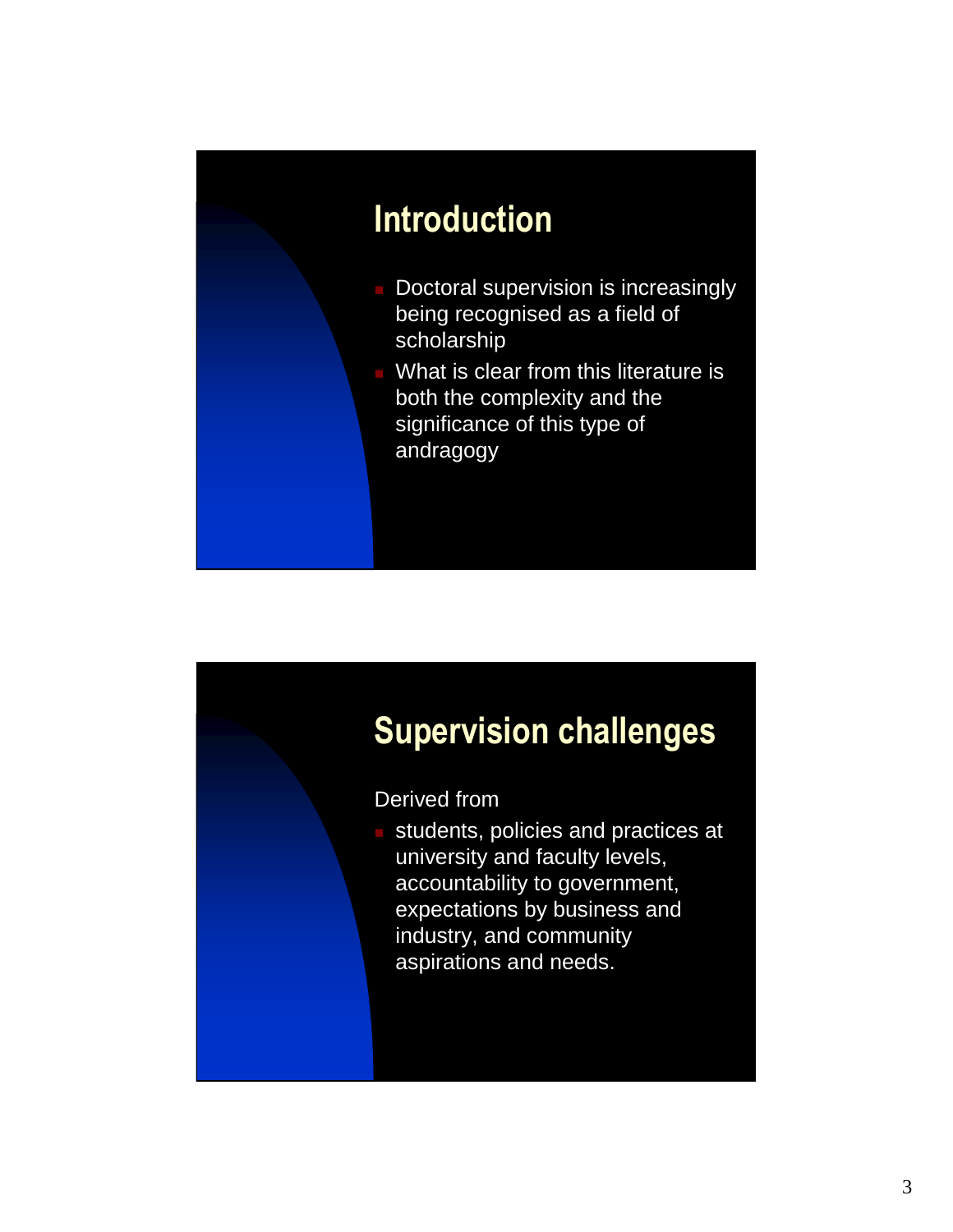## Introduction

- Doctoral supervision is increasingly being recognised as a field of scholarship
- What is clear from this literature is both the complexity and the significance of this type of andragogy

## Supervision challenges

Derived from

- students, policies and practices at university and faculty levels, accountability to government, expectations by business and industry, and community aspirations and needs.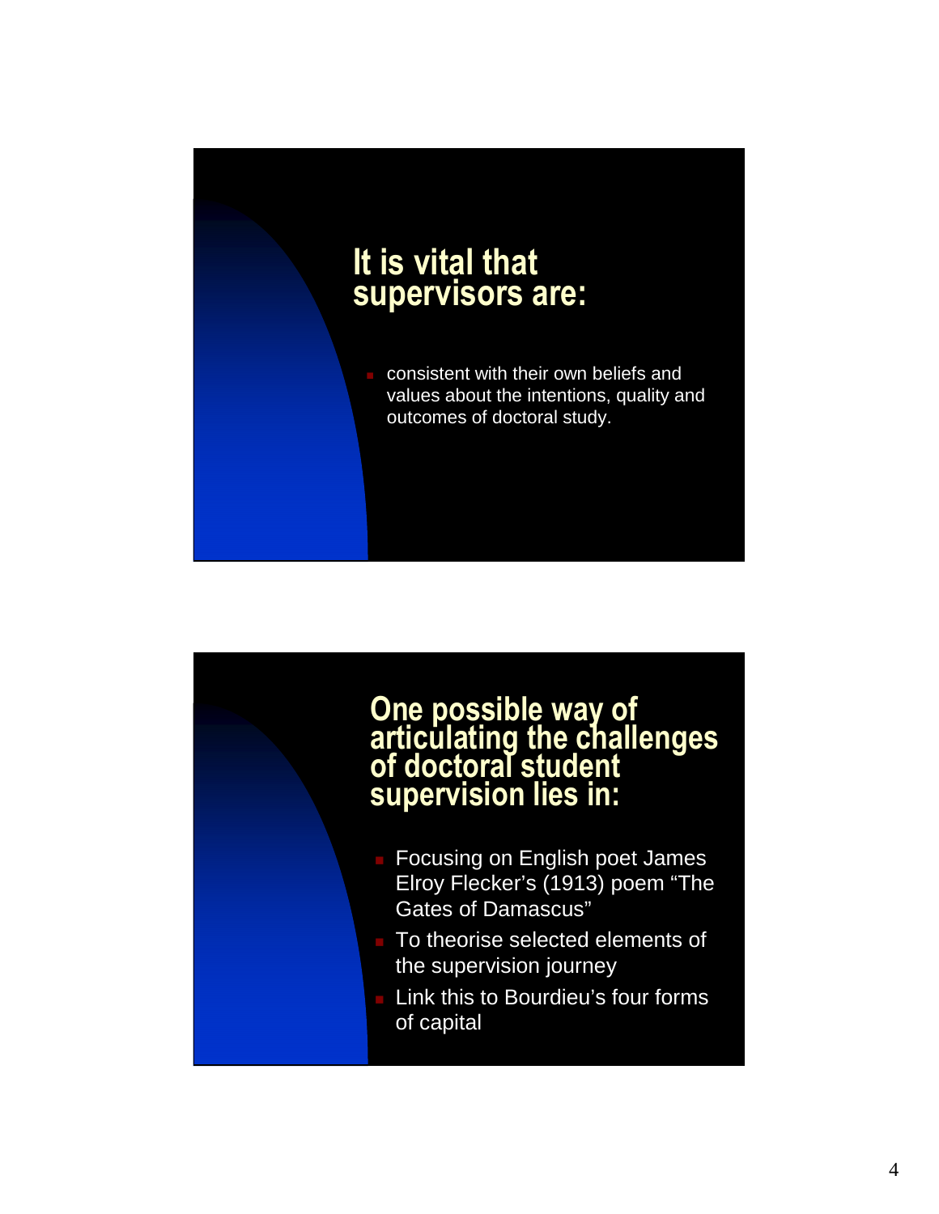## It is vital that supervisors are:

- consistent with their own beliefs and values about the intentions, quality and outcomes of doctoral study.

## One possible way of articulating the challenges of doctoral student supervision lies in:

- Focusing on English poet James Elroy Flecker's (1913) poem "The Gates of Damascus"
- To theorise selected elements of the supervision journey
- Link this to Bourdieu's four forms of capital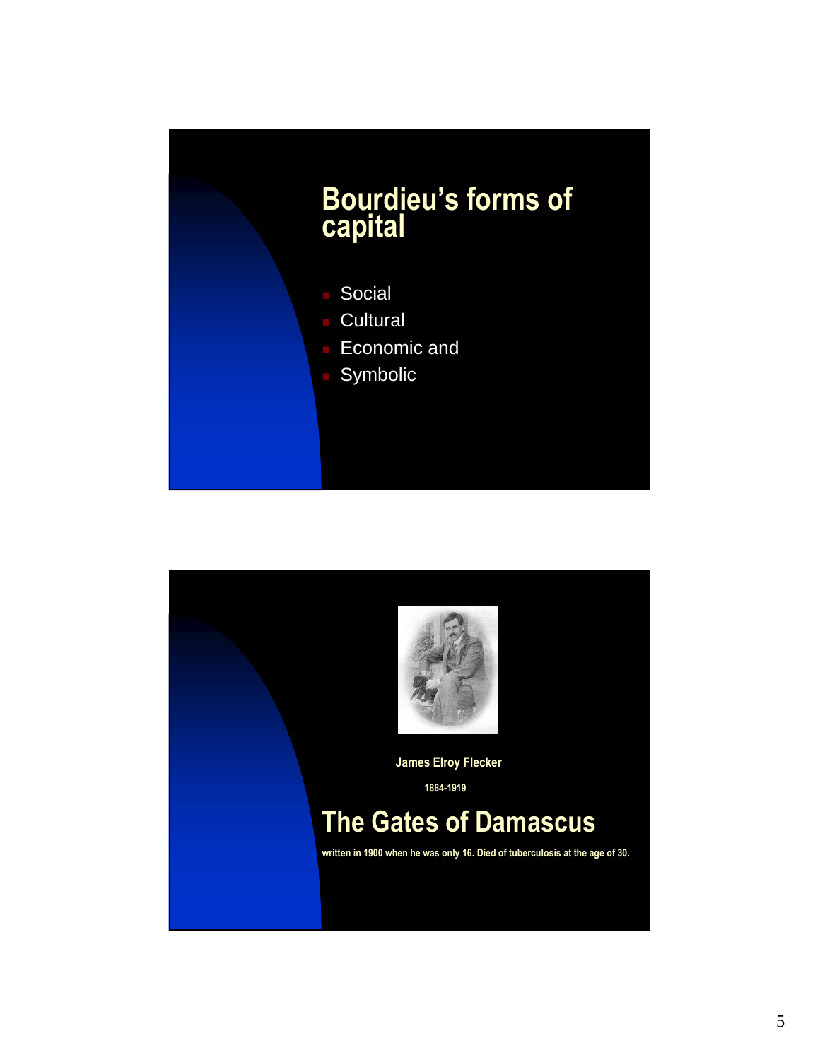# Bourdieu's forms of capital

- Social
- Cultural
- Economic and
- Symbolic

**James Elroy Flecker**

**1884-1919**

# The Gates of Damascus

**written in 1900 when he was only 16. Died of tuberculosis at the age of 30.**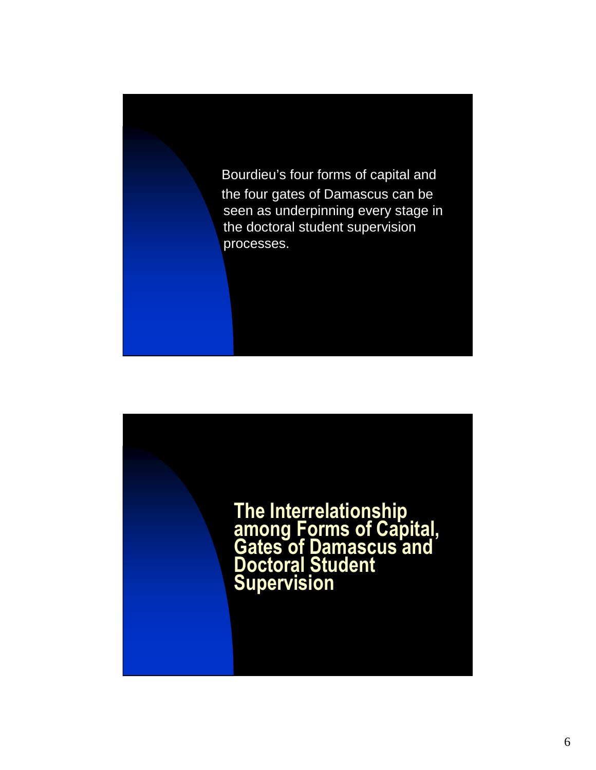Bourdieu's four forms of capital and the four gates of Damascus can be seen as underpinning every stage in the doctoral student supervision processes.

## The Interrelationship among Forms of Capital, Gates of Damascus and Doctoral Student Supervision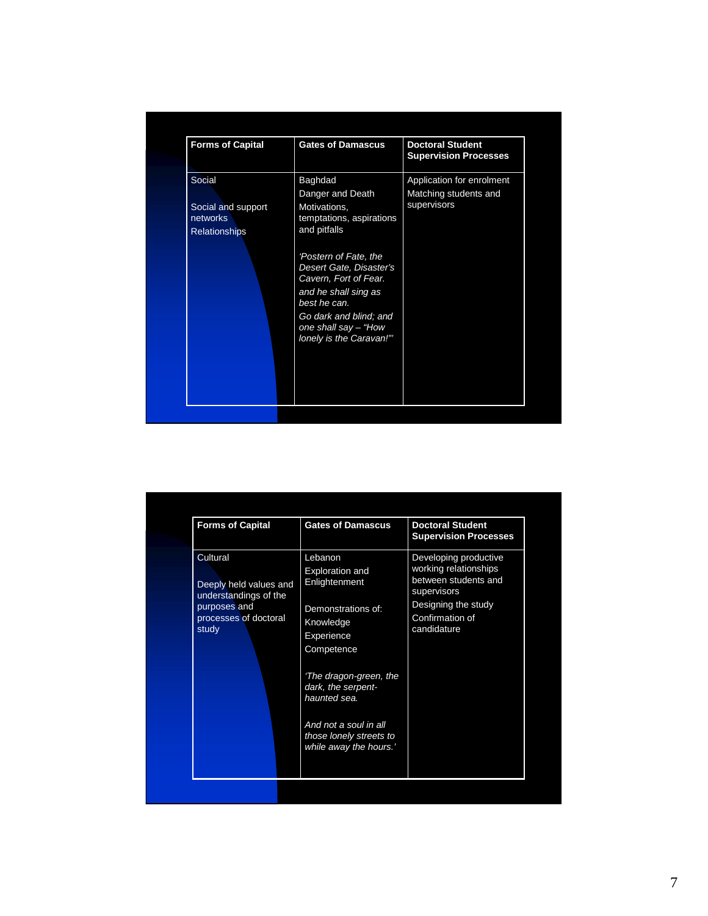| Forms of Capital | Gates of Damascus | Doctoral Student Supervision Processes |
|---|---|---|
| Social<br><br>Social and support networks<br>Relationships | Baghdad<br>Danger and Death<br>Motivations, temptations, aspirations and pitfalls<br><br>*'Postern of Fate, the Desert Gate, Disaster's Cavern, Fort of Fear.*<br>*and he shall sing as best he can.*<br>*Go dark and blind; and one shall say – "How lonely is the Caravan!"'* | Application for enrolment<br>Matching students and supervisors |

| Forms of Capital | Gates of Damascus | Doctoral Student Supervision Processes |
|---|---|---|
| Cultural<br><br>Deeply held values and understandings of the purposes and processes of doctoral study | Lebanon<br>Exploration and Enlightenment<br><br>Demonstrations of:<br>Knowledge<br>Experience<br>Competence<br><br>*'The dragon-green, the dark, the serpent-haunted sea.*<br><br>*And not a soul in all those lonely streets to while away the hours.'* | Developing productive working relationships between students and supervisors<br>Designing the study<br>Confirmation of candidature |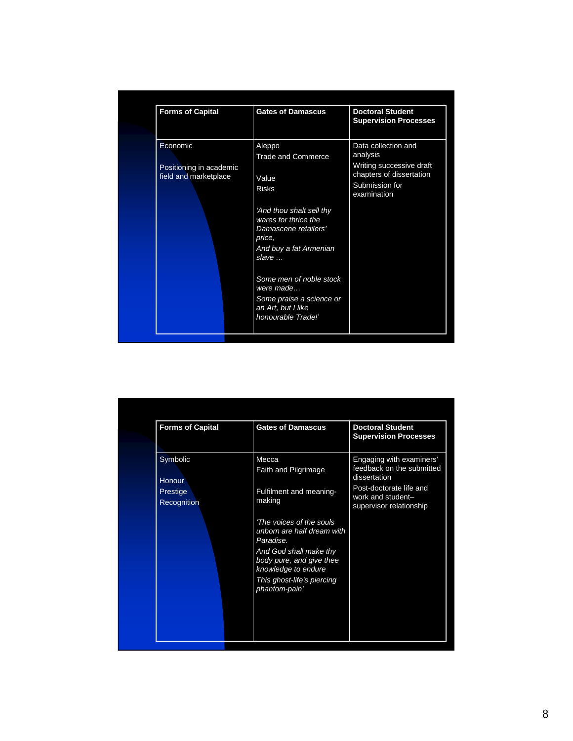| Forms of Capital | Gates of Damascus | Doctoral Student Supervision Processes |
|---|---|---|
| Economic<br><br>Positioning in academic field and marketplace | Aleppo<br>Trade and Commerce<br><br>Value<br>Risks<br><br>*'And thou shalt sell thy wares for thrice the Damascene retailers' price,*<br>*And buy a fat Armenian slave …*<br><br>*Some men of noble stock were made…*<br>*Some praise a science or an Art, but I like honourable Trade!'* | Data collection and analysis<br>Writing successive draft chapters of dissertation<br>Submission for examination |

| Forms of Capital | Gates of Damascus | Doctoral Student Supervision Processes |
|---|---|---|
| Symbolic<br><br>Honour<br>Prestige<br>Recognition | Mecca<br>Faith and Pilgrimage<br><br>Fulfilment and meaning-making<br><br>*'The voices of the souls unborn are half dream with Paradise.*<br>*And God shall make thy body pure, and give thee knowledge to endure*<br>*This ghost-life's piercing phantom-pain'* | Engaging with examiners' feedback on the submitted dissertation<br>Post-doctorate life and work and student–supervisor relationship |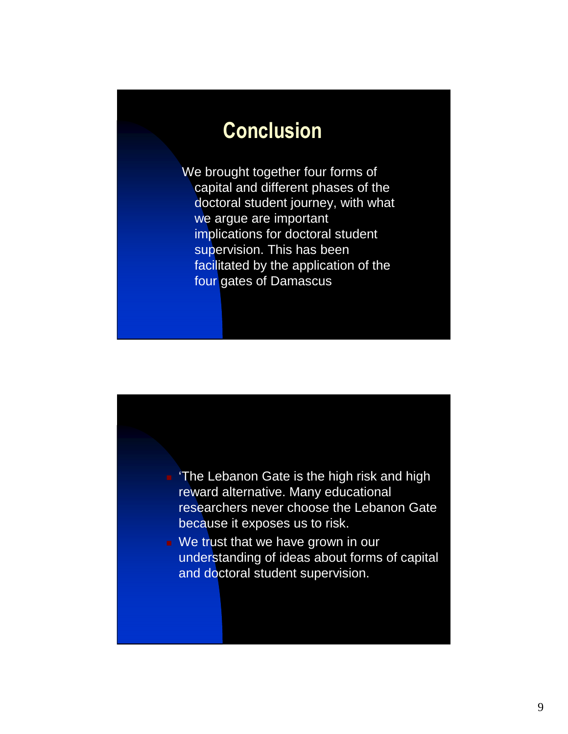## Conclusion

We brought together four forms of capital and different phases of the doctoral student journey, with what we argue are important implications for doctoral student supervision. This has been facilitated by the application of the four gates of Damascus

- 'The Lebanon Gate is the high risk and high reward alternative. Many educational researchers never choose the Lebanon Gate because it exposes us to risk.
- We trust that we have grown in our understanding of ideas about forms of capital and doctoral student supervision.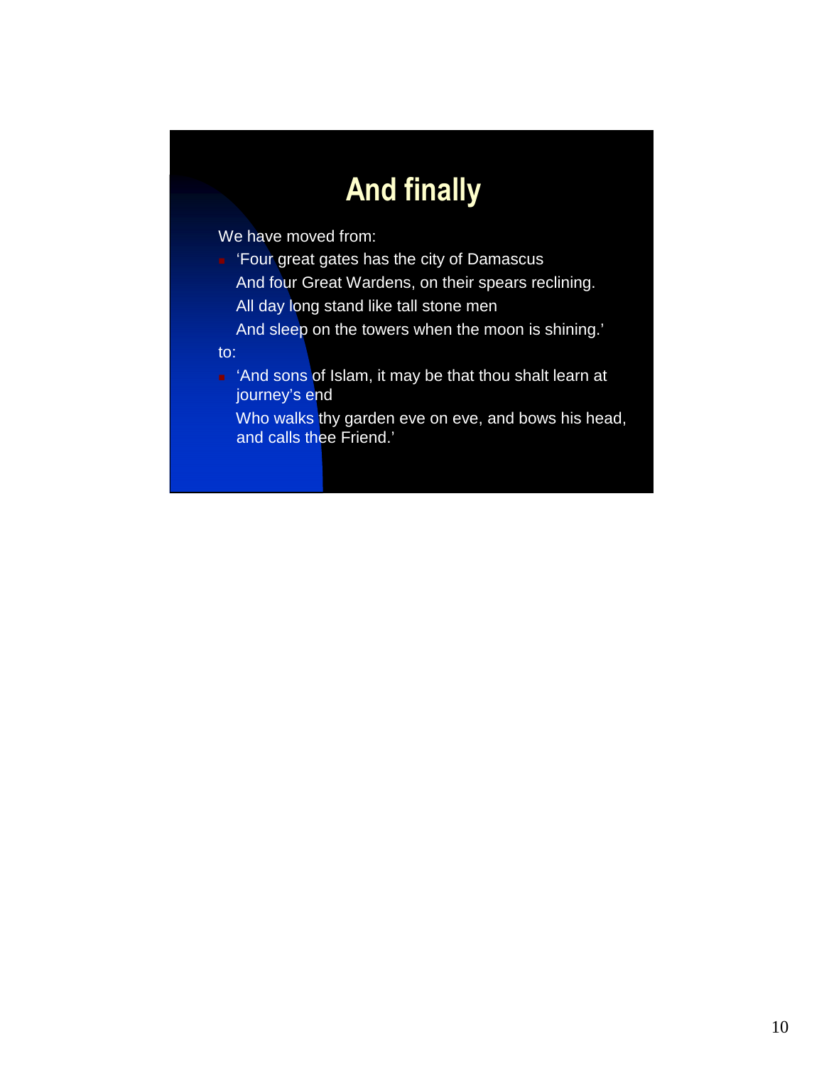# And finally

We have moved from:

- 'Four great gates has the city of Damascus
  And four Great Wardens, on their spears reclining.
  All day long stand like tall stone men
  And sleep on the towers when the moon is shining.'

to:

- 'And sons of Islam, it may be that thou shalt learn at journey's end
  Who walks thy garden eve on eve, and bows his head, and calls thee Friend.'